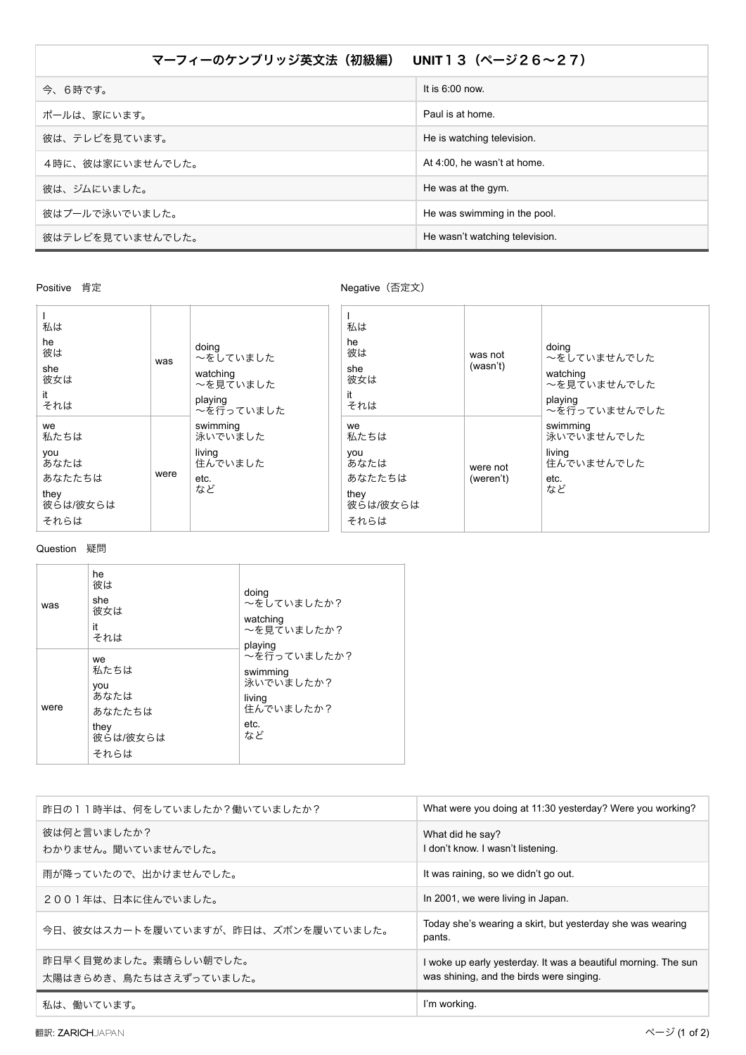| マーフィーのケンブリッジ英文法（初級編）　UNIT１３（ページ２６〜２７） | |
|---|---|
| 今、６時です。 | It is 6:00 now. |
| ポールは、家にいます。 | Paul is at home. |
| 彼は、テレビを見ています。 | He is watching television. |
| ４時に、彼は家にいませんでした。 | At 4:00, he wasn't at home. |
| 彼は、ジムにいました。 | He was at the gym. |
| 彼はプールで泳いでいました。 | He was swimming in the pool. |
| 彼はテレビを見ていませんでした。 | He wasn't watching television. |

Positive　肯定

| | | |
|---|---|---|
| I 私は<br>he 彼は<br>she 彼女は<br>it それは | was | doing 〜をしていました<br>watching 〜を見ていました<br>playing 〜を行っていました<br>swimming 泳いでいました<br>living 住んでいました<br>etc. など |
| we 私たちは<br>you あなたは<br>あなたたちは<br>they 彼らは/彼女らは<br>それらは | were | |

Negative（否定文）

| | | |
|---|---|---|
| I 私は<br>he 彼は<br>she 彼女は<br>it それは | was not (wasn't) | doing 〜をしていませんでした<br>watching 〜を見ていませんでした<br>playing 〜を行っていませんでした<br>swimming 泳いでいませんでした<br>living 住んでいませんでした<br>etc. など |
| we 私たちは<br>you あなたは<br>あなたたちは<br>they 彼らは/彼女らは<br>それらは | were not (weren't) | |

Question　疑問

| | | |
|---|---|---|
| was | he 彼は<br>she 彼女は<br>it それは | doing 〜をしていましたか？<br>watching 〜を見ていましたか？<br>playing 〜を行っていましたか？<br>swimming 泳いでいましたか？<br>living 住んでいましたか？<br>etc. など |
| were | we 私たちは<br>you あなたは<br>あなたたちは<br>they 彼らは/彼女らは<br>それらは | |

| | |
|---|---|
| 昨日の１１時半は、何をしていましたか？働いていましたか？ | What were you doing at 11:30 yesterday? Were you working? |
| 彼は何と言いましたか？<br>わかりません。聞いていませんでした。 | What did he say?<br>I don't know. I wasn't listening. |
| 雨が降っていたので、出かけませんでした。 | It was raining, so we didn't go out. |
| ２００１年は、日本に住んでいました。 | In 2001, we were living in Japan. |
| 今日、彼女はスカートを履いていますが、昨日は、ズボンを履いていました。 | Today she's wearing a skirt, but yesterday she was wearing pants. |
| 昨日早く目覚めました。素晴らしい朝でした。<br>太陽はきらめき、鳥たちはさえずっていました。 | I woke up early yesterday. It was a beautiful morning. The sun was shining, and the birds were singing. |
| 私は、働いています。 | I'm working. |

翻訳: ZARICHJAPAN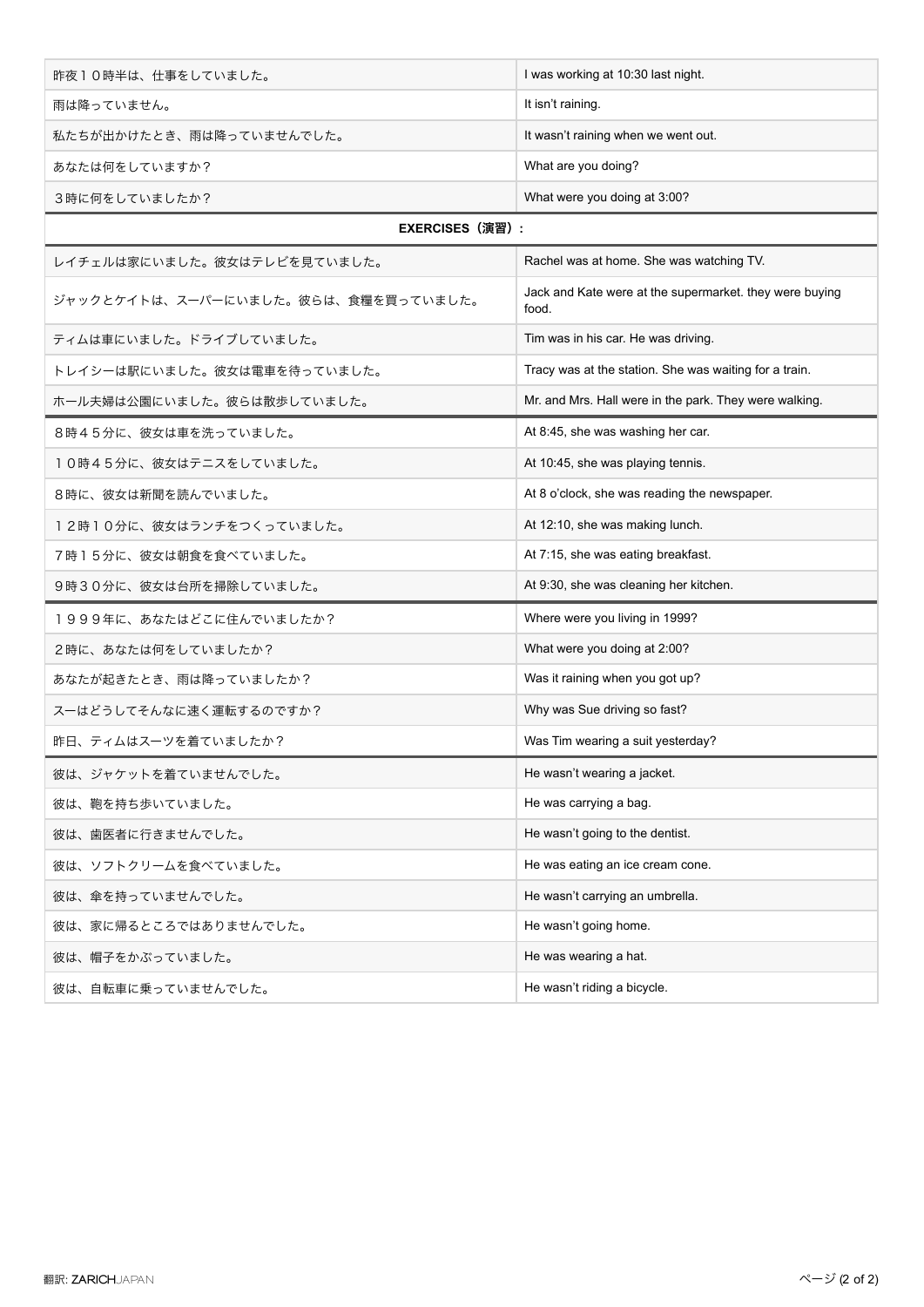| | |
|---|---|
| 昨夜１０時半は、仕事をしていました。 | I was working at 10:30 last night. |
| 雨は降っていません。 | It isn't raining. |
| 私たちが出かけたとき、雨は降っていませんでした。 | It wasn't raining when we went out. |
| あなたは何をしていますか？ | What are you doing? |
| ３時に何をしていましたか？ | What were you doing at 3:00? |
| **EXERCISES（演習）:** | |
| レイチェルは家にいました。彼女はテレビを見ていました。 | Rachel was at home. She was watching TV. |
| ジャックとケイトは、スーパーにいました。彼らは、食糧を買っていました。 | Jack and Kate were at the supermarket. they were buying food. |
| ティムは車にいました。ドライブしていました。 | Tim was in his car. He was driving. |
| トレイシーは駅にいました。彼女は電車を待っていました。 | Tracy was at the station. She was waiting for a train. |
| ホール夫婦は公園にいました。彼らは散歩していました。 | Mr. and Mrs. Hall were in the park. They were walking. |
| ８時４５分に、彼女は車を洗っていました。 | At 8:45, she was washing her car. |
| １０時４５分に、彼女はテニスをしていました。 | At 10:45, she was playing tennis. |
| ８時に、彼女は新聞を読んでいました。 | At 8 o'clock, she was reading the newspaper. |
| １２時１０分に、彼女はランチをつくっていました。 | At 12:10, she was making lunch. |
| ７時１５分に、彼女は朝食を食べていました。 | At 7:15, she was eating breakfast. |
| ９時３０分に、彼女は台所を掃除していました。 | At 9:30, she was cleaning her kitchen. |
| １９９９年に、あなたはどこに住んでいましたか？ | Where were you living in 1999? |
| ２時に、あなたは何をしていましたか？ | What were you doing at 2:00? |
| あなたが起きたとき、雨は降っていましたか？ | Was it raining when you got up? |
| スーはどうしてそんなに速く運転するのですか？ | Why was Sue driving so fast? |
| 昨日、ティムはスーツを着ていましたか？ | Was Tim wearing a suit yesterday? |
| 彼は、ジャケットを着ていませんでした。 | He wasn't wearing a jacket. |
| 彼は、鞄を持ち歩いていました。 | He was carrying a bag. |
| 彼は、歯医者に行きませんでした。 | He wasn't going to the dentist. |
| 彼は、ソフトクリームを食べていました。 | He was eating an ice cream cone. |
| 彼は、傘を持っていませんでした。 | He wasn't carrying an umbrella. |
| 彼は、家に帰るところではありませんでした。 | He wasn't going home. |
| 彼は、帽子をかぶっていました。 | He was wearing a hat. |
| 彼は、自転車に乗っていませんでした。 | He wasn't riding a bicycle. |

翻訳: ZARICHJAPAN